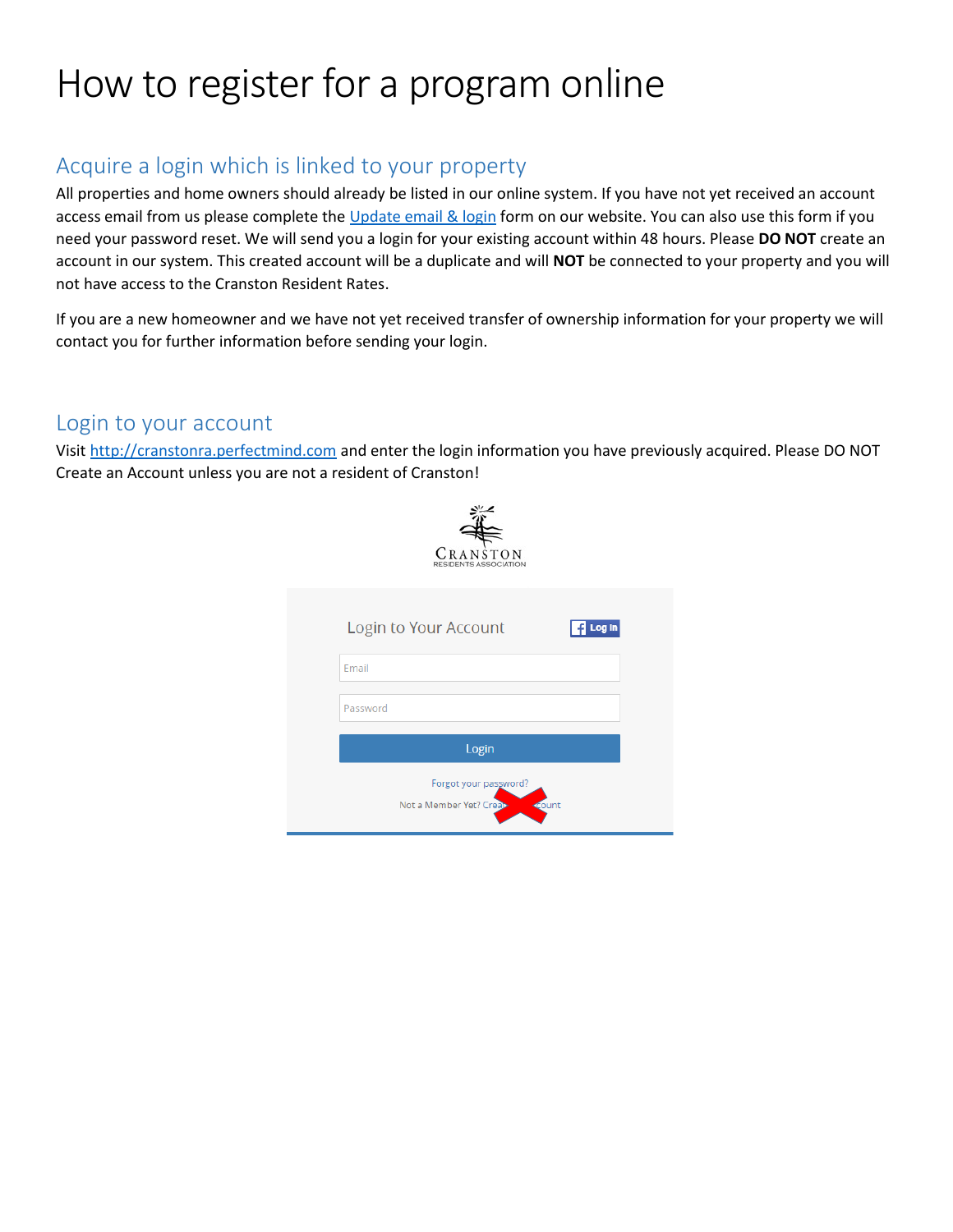# How to register for a program online

## Acquire a login which is linked to your property

All properties and home owners should already be listed in our online system. If you have not yet received an account access email from us please complete the [Update email & login]() form on our website. You can also use this form if you need your password reset. We will send you a login for your existing account within 48 hours. Please **DO NOT** create an account in our system. This created account will be a duplicate and will **NOT** be connected to your property and you will not have access to the Cranston Resident Rates.

If you are a new homeowner and we have not yet received transfer of ownership information for your property we will contact you for further information before sending your login.

## Login to your account

Visit [http://cranstonra.perfectmind.com](http://cranstonra.perfectmind.com) and enter the login information you have previously acquired. Please DO NOT Create an Account unless you are not a resident of Cranston!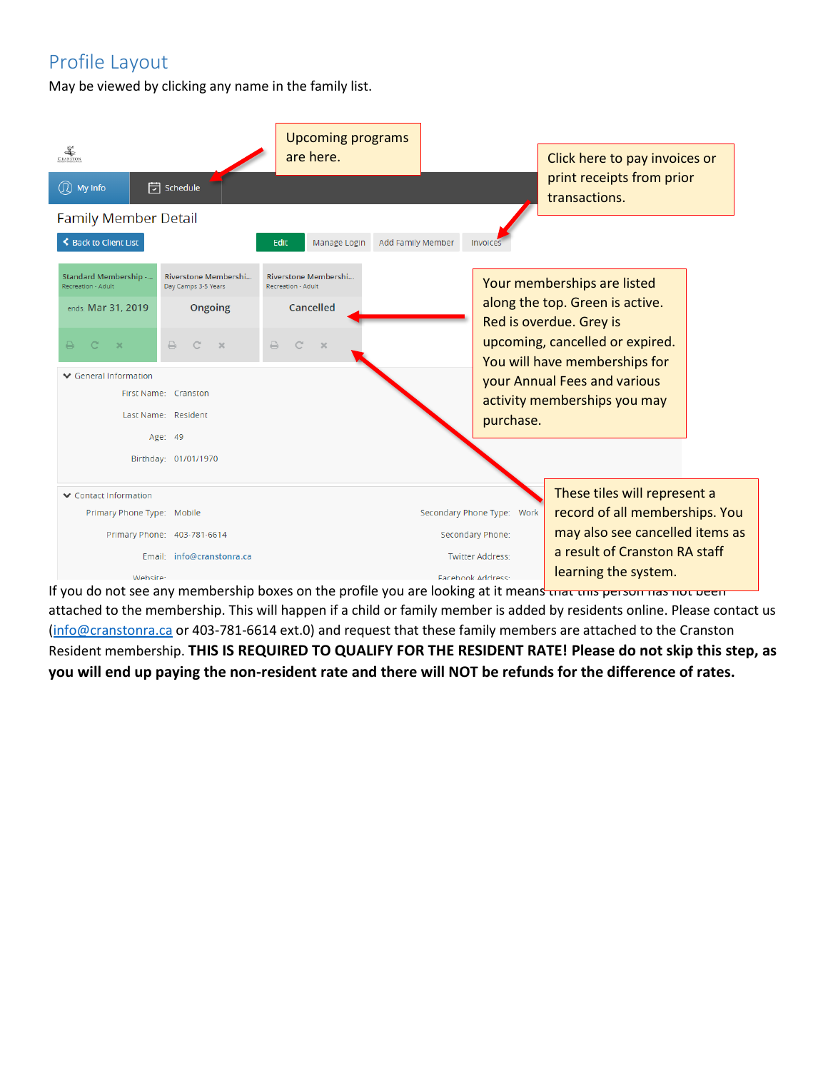## Profile Layout

May be viewed by clicking any name in the family list.

Upcoming programs are here.

Click here to pay invoices or print receipts from prior transactions.

Your memberships are listed along the top. Green is active. Red is overdue. Grey is upcoming, cancelled or expired. You will have memberships for your Annual Fees and various activity memberships you may purchase.

These tiles will represent a record of all memberships. You may also see cancelled items as a result of Cranston RA staff learning the system.

If you do not see any membership boxes on the profile you are looking at it means that this person has not been attached to the membership. This will happen if a child or family member is added by residents online. Please contact us (info@cranstonra.ca or 403-781-6614 ext.0) and request that these family members are attached to the Cranston Resident membership. **THIS IS REQUIRED TO QUALIFY FOR THE RESIDENT RATE! Please do not skip this step, as you will end up paying the non-resident rate and there will NOT be refunds for the difference of rates.**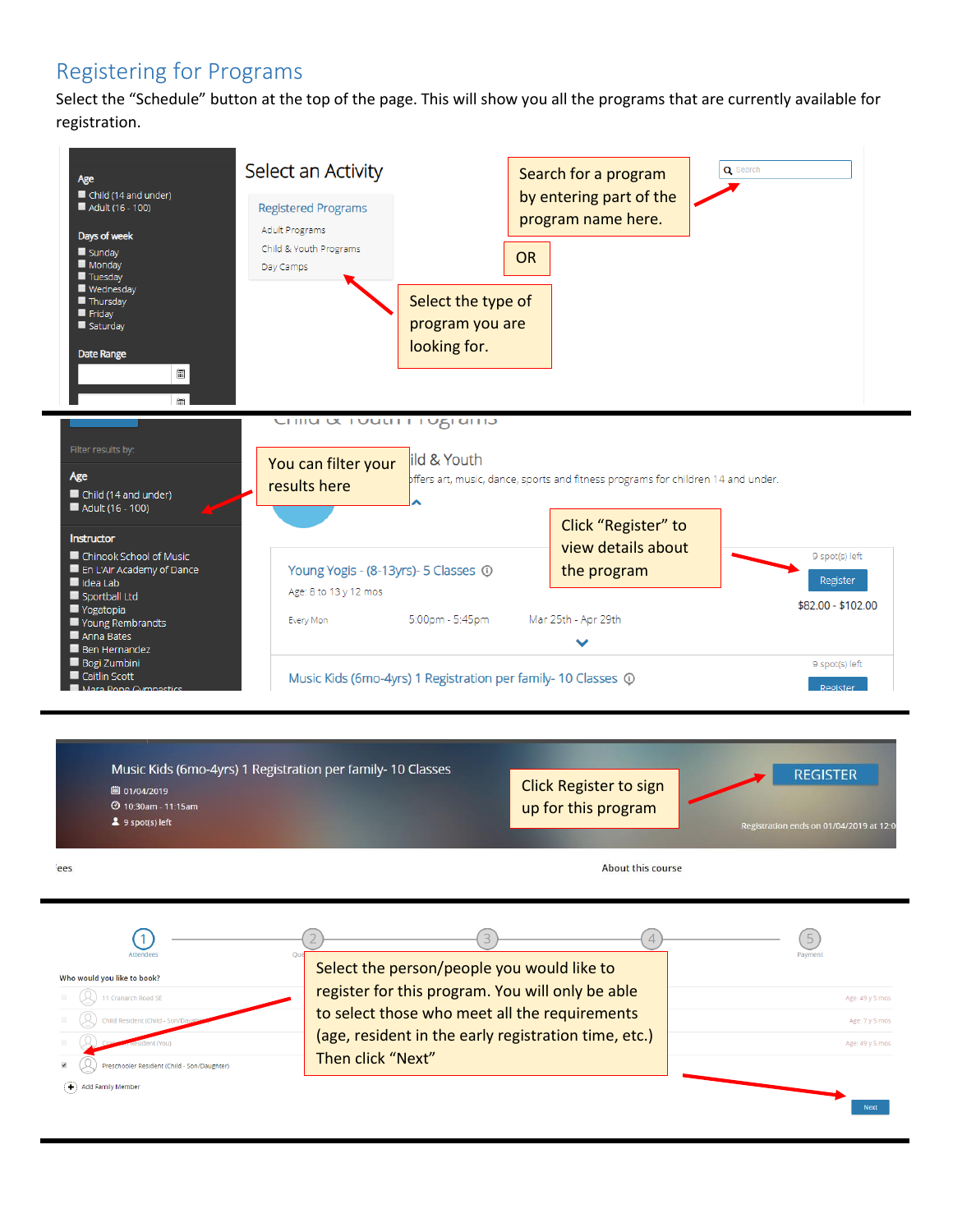## Registering for Programs

Select the “Schedule” button at the top of the page. This will show you all the programs that are currently available for registration.

Search for a program by entering part of the program name here.

OR

Select the type of program you are looking for.

Select an Activity

Registered Programs

Adult Programs

Child & Youth Programs

Day Camps

Age

Child (14 and under)

Adult (16 - 100)

Days of week

Sunday

Monday

Tuesday

Wednesday

Thursday

Friday

Saturday

Date Range

You can filter your results here

Click “Register” to view details about the program

Filter results by:

Age

Child (14 and under)

Adult (16 - 100)

Instructor

Chinook School of Music

En L'Air Academy of Dance

Idea Lab

Sportball Ltd

Yogatopia

Young Rembrandts

Anna Bates

Ben Hernandez

Bogi Zumbini

Caitlin Scott

Child & Youth

...ffers art, music, dance, sports and fitness programs for children 14 and under.

Young Yogis - (8-13yrs)- 5 Classes

Age: 8 to 13 y 12 mos

Every Mon 5:00pm - 5:45pm Mar 25th - Apr 29th

9 spot(s) left

Register

$82.00 - $102.00

Music Kids (6mo-4yrs) 1 Registration per family- 10 Classes

9 spot(s) left

Register

Click Register to sign up for this program

Music Kids (6mo-4yrs) 1 Registration per family- 10 Classes

01/04/2019

10:30am - 11:15am

9 spot(s) left

REGISTER

Registration ends on 01/04/2019 at 12:0

About this course

Select the person/people you would like to register for this program. You will only be able to select those who meet all the requirements (age, resident in the early registration time, etc.) Then click “Next”

1 Attendees — 2 — 3 — 4 — 5 Payment

Who would you like to book?

11 Cranarch Road SE — Age: 49 y 5 mos

Child Resident (Child - Son/Daughter) — Age: 7 y 5 mos

Resident (You) — Age: 49 y 5 mos

Preschooler Resident (Child - Son/Daughter)

Add Family Member

Next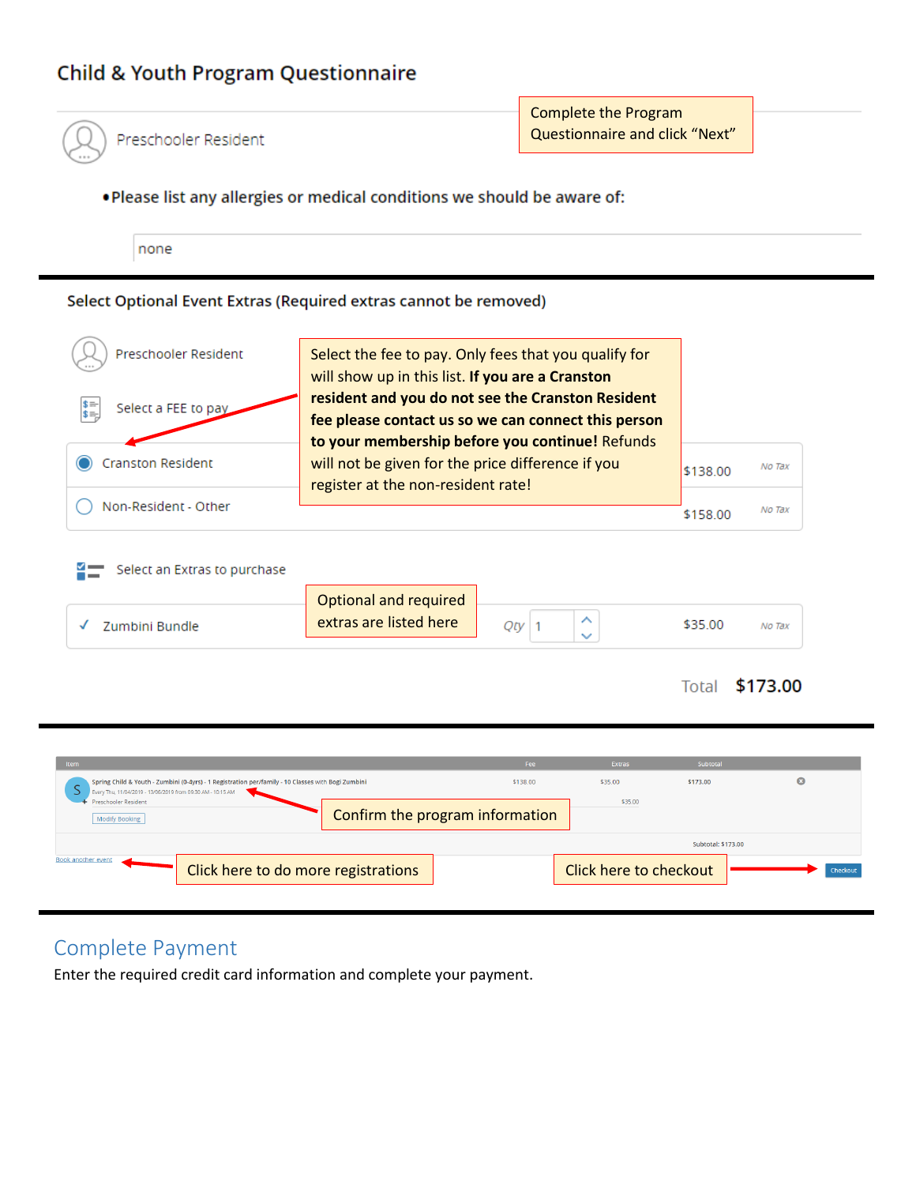## Child & Youth Program Questionnaire

Complete the Program Questionnaire and click "Next"

Preschooler Resident

• **Please list any allergies or medical conditions we should be aware of:**

none

---

### Select Optional Event Extras (Required extras cannot be removed)

Preschooler Resident

Select a FEE to pay

Select the fee to pay. Only fees that you qualify for will show up in this list. **If you are a Cranston resident and you do not see the Cranston Resident fee please contact us so we can connect this person to your membership before you continue!** Refunds will not be given for the price difference if you register at the non-resident rate!

| | | |
|---|---|---|
| Cranston Resident | $138.00 | No Tax |
| Non-Resident - Other | $158.00 | No Tax |

Select an Extras to purchase

Optional and required extras are listed here

| | | | |
|---|---|---|---|
| ✓ Zumbini Bundle | Qty 1 | $35.00 | No Tax |

Total **$173.00**

---

| Item | Fee | Extras | Subtotal |
|---|---|---|---|
| Spring Child & Youth - Zumbini (0-4yrs) - 1 Registration per/family - 10 Classes with Bogi Zumbini<br>Every Thu, 11/04/2019 - 13/06/2019 from 09:30 AM - 10:15 AM<br>Preschooler Resident<br>Modify Booking | $138.00 | $35.00<br>$35.00 | $173.00 |
| | | | Subtotal: $173.00 |

Confirm the program information

Book another event — Click here to do more registrations

Click here to checkout — Checkout

---

## Complete Payment

Enter the required credit card information and complete your payment.